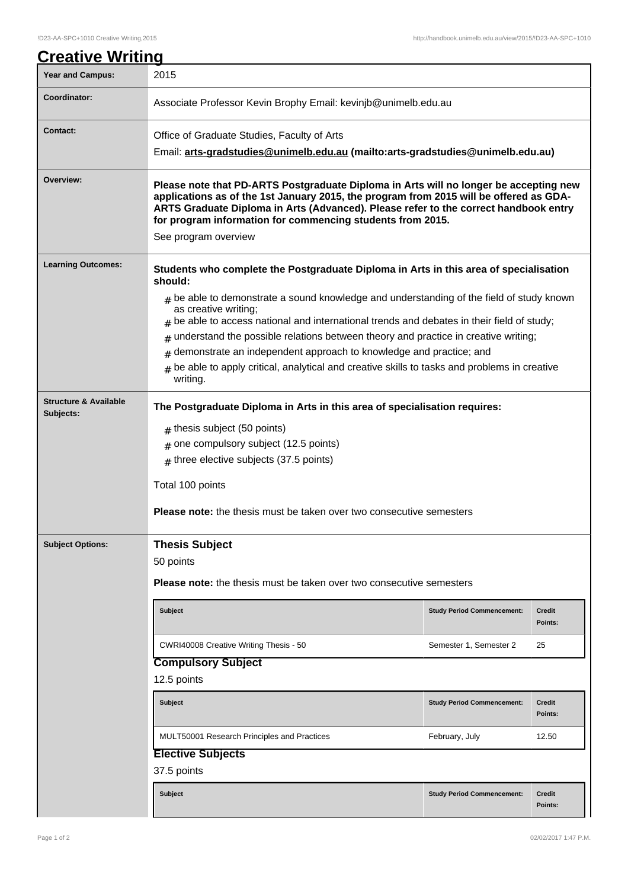# Creative Writing

| Year and Campus: | 2015 |
|---|---|
| Coordinator: | Associate Professor Kevin Brophy Email: kevinjb@unimelb.edu.au |
| Contact: | Office of Graduate Studies, Faculty of Arts<br>Email: **arts-gradstudies@unimelb.edu.au (mailto:arts-gradstudies@unimelb.edu.au)** |
| Overview: | **Please note that PD-ARTS Postgraduate Diploma in Arts will no longer be accepting new applications as of the 1st January 2015, the program from 2015 will be offered as GDA-ARTS Graduate Diploma in Arts (Advanced). Please refer to the correct handbook entry for program information for commencing students from 2015.**<br>See program overview |
| Learning Outcomes: | **Students who complete the Postgraduate Diploma in Arts in this area of specialisation should:**<br># be able to demonstrate a sound knowledge and understanding of the field of study known as creative writing;<br># be able to access national and international trends and debates in their field of study;<br># understand the possible relations between theory and practice in creative writing;<br># demonstrate an independent approach to knowledge and practice; and<br># be able to apply critical, analytical and creative skills to tasks and problems in creative writing. |
| Structure & Available Subjects: | **The Postgraduate Diploma in Arts in this area of specialisation requires:**<br># thesis subject (50 points)<br># one compulsory subject (12.5 points)<br># three elective subjects (37.5 points)<br>Total 100 points<br>**Please note:** the thesis must be taken over two consecutive semesters |
| Subject Options: | See below |

## Subject Options

### Thesis Subject

50 points

**Please note:** the thesis must be taken over two consecutive semesters

| Subject | Study Period Commencement: | Credit Points: |
|---|---|---|
| CWRI40008 Creative Writing Thesis - 50 | Semester 1, Semester 2 | 25 |

### Compulsory Subject

12.5 points

| Subject | Study Period Commencement: | Credit Points: |
|---|---|---|
| MULT50001 Research Principles and Practices | February, July | 12.50 |

### Elective Subjects

37.5 points

| Subject | Study Period Commencement: | Credit Points: |
|---|---|---|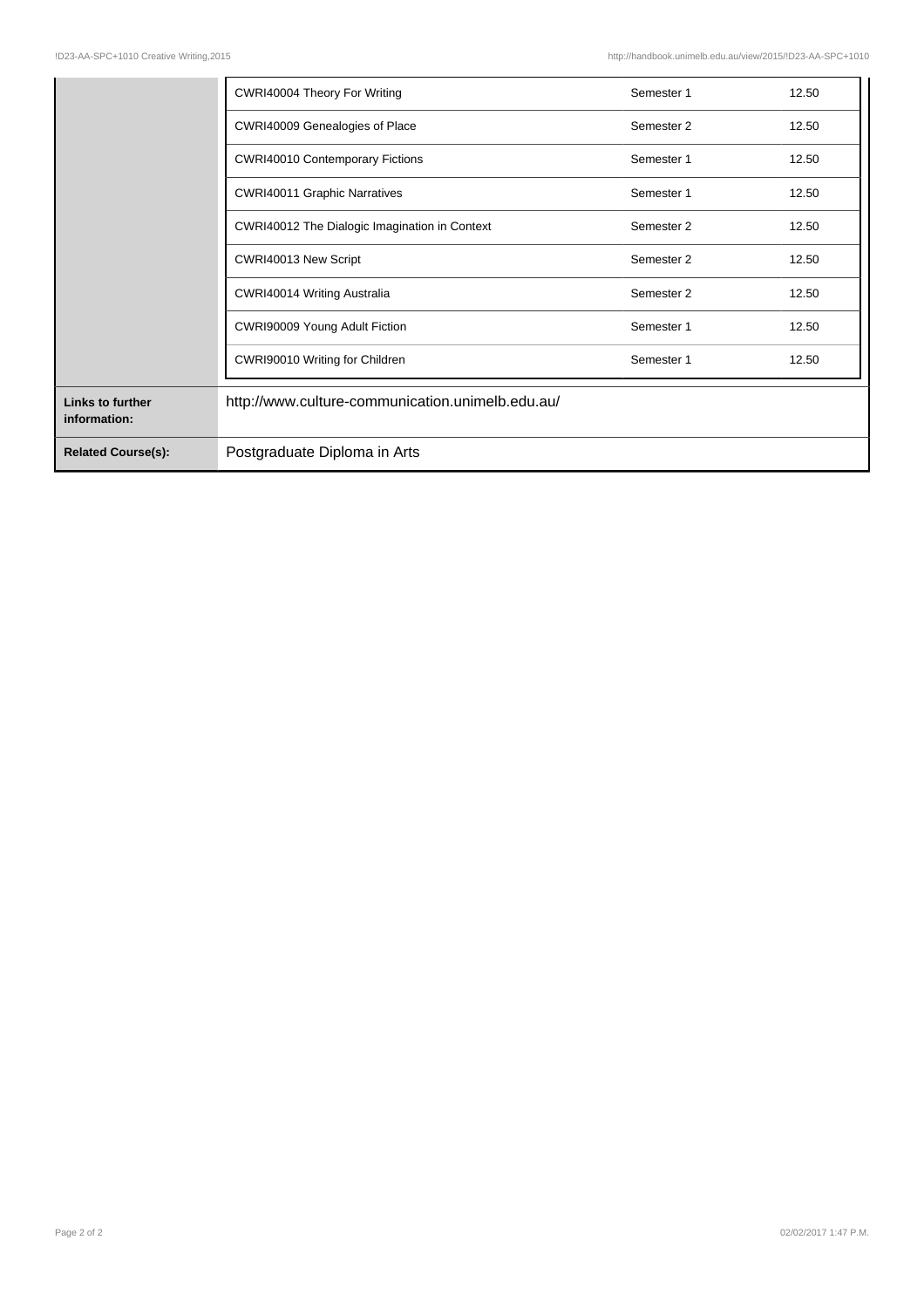| | | | |
|---|---|---|---|
| | CWRI40004 Theory For Writing | Semester 1 | 12.50 |
| | CWRI40009 Genealogies of Place | Semester 2 | 12.50 |
| | CWRI40010 Contemporary Fictions | Semester 1 | 12.50 |
| | CWRI40011 Graphic Narratives | Semester 1 | 12.50 |
| | CWRI40012 The Dialogic Imagination in Context | Semester 2 | 12.50 |
| | CWRI40013 New Script | Semester 2 | 12.50 |
| | CWRI40014 Writing Australia | Semester 2 | 12.50 |
| | CWRI90009 Young Adult Fiction | Semester 1 | 12.50 |
| | CWRI90010 Writing for Children | Semester 1 | 12.50 |
| **Links to further information:** | http://www.culture-communication.unimelb.edu.au/ | | |
| **Related Course(s):** | Postgraduate Diploma in Arts | | |